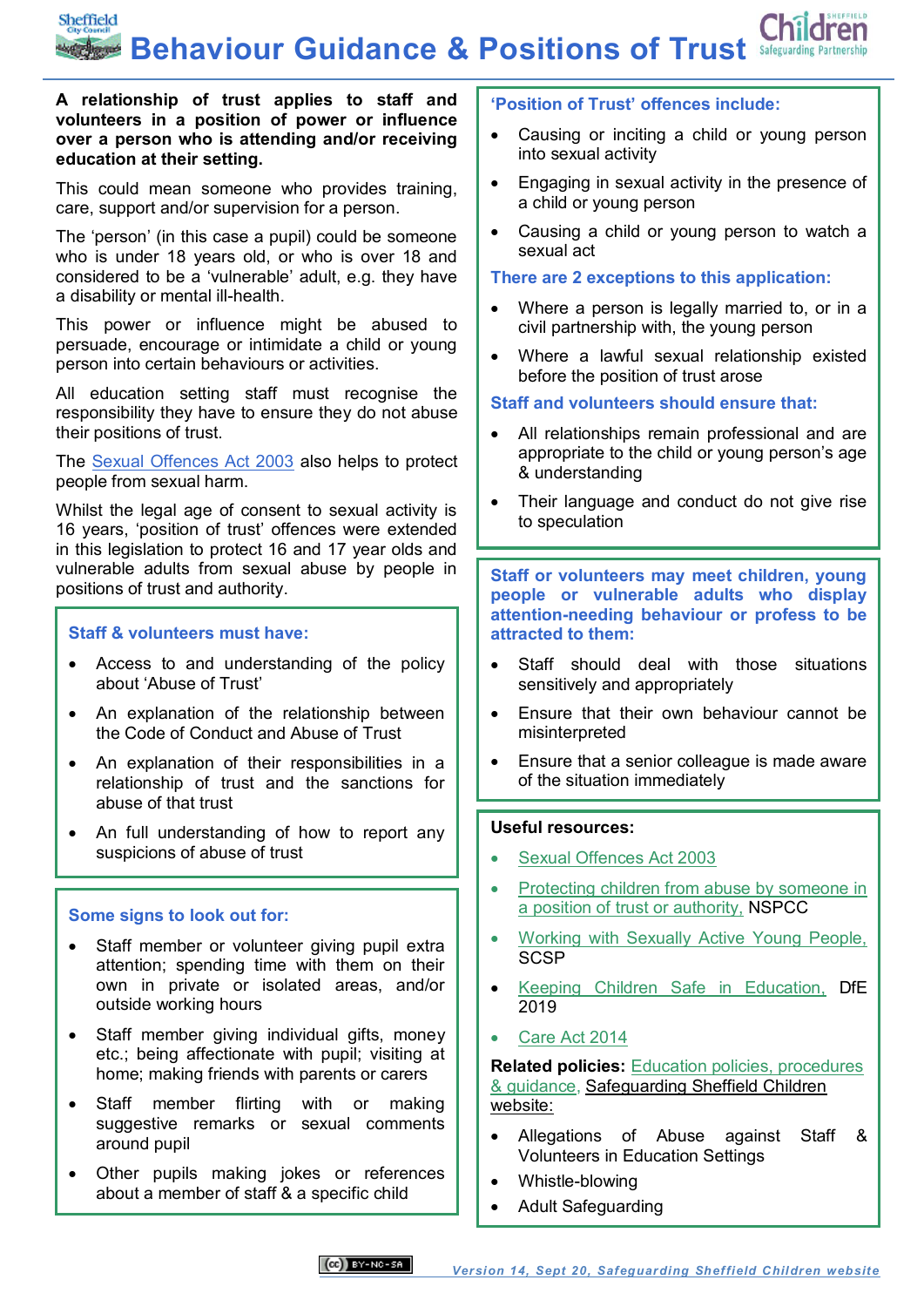# Behaviour Guidance & Positions of Trust

**A relationship of trust applies to staff and volunteers in a position of power or influence over a person who is attending and/or receiving education at their setting.**

This could mean someone who provides training, care, support and/or supervision for a person.

The 'person' (in this case a pupil) could be someone who is under 18 years old, or who is over 18 and considered to be a 'vulnerable' adult, e.g. they have a disability or mental ill-health.

This power or influence might be abused to persuade, encourage or intimidate a child or young person into certain behaviours or activities.

All education setting staff must recognise the responsibility they have to ensure they do not abuse their positions of trust.

The Sexual Offences Act 2003 also helps to protect people from sexual harm.

Whilst the legal age of consent to sexual activity is 16 years, 'position of trust' offences were extended in this legislation to protect 16 and 17 year olds and vulnerable adults from sexual abuse by people in positions of trust and authority.

### Staff & volunteers must have:

- Access to and understanding of the policy about 'Abuse of Trust'
- An explanation of the relationship between the Code of Conduct and Abuse of Trust
- An explanation of their responsibilities in a relationship of trust and the sanctions for abuse of that trust
- An full understanding of how to report any suspicions of abuse of trust

### Some signs to look out for:

- Staff member or volunteer giving pupil extra attention; spending time with them on their own in private or isolated areas, and/or outside working hours
- Staff member giving individual gifts, money etc.; being affectionate with pupil; visiting at home; making friends with parents or carers
- Staff member flirting with or making suggestive remarks or sexual comments around pupil
- Other pupils making jokes or references about a member of staff & a specific child

### 'Position of Trust' offences include:

- Causing or inciting a child or young person into sexual activity
- Engaging in sexual activity in the presence of a child or young person
- Causing a child or young person to watch a sexual act

### There are 2 exceptions to this application:

- Where a person is legally married to, or in a civil partnership with, the young person
- Where a lawful sexual relationship existed before the position of trust arose

### Staff and volunteers should ensure that:

- All relationships remain professional and are appropriate to the child or young person's age & understanding
- Their language and conduct do not give rise to speculation

### Staff or volunteers may meet children, young people or vulnerable adults who display attention-needing behaviour or profess to be attracted to them:

- Staff should deal with those situations sensitively and appropriately
- Ensure that their own behaviour cannot be misinterpreted
- Ensure that a senior colleague is made aware of the situation immediately

**Useful resources:**

- Sexual Offences Act 2003
- Protecting children from abuse by someone in a position of trust or authority, NSPCC
- Working with Sexually Active Young People, SCSP
- Keeping Children Safe in Education, DfE 2019
- Care Act 2014

**Related policies:** Education policies, procedures & guidance, Safeguarding Sheffield Children website:

- Allegations of Abuse against Staff & Volunteers in Education Settings
- Whistle-blowing
- Adult Safeguarding

*Version 14, Sept 20, Safeguarding Sheffield Children website*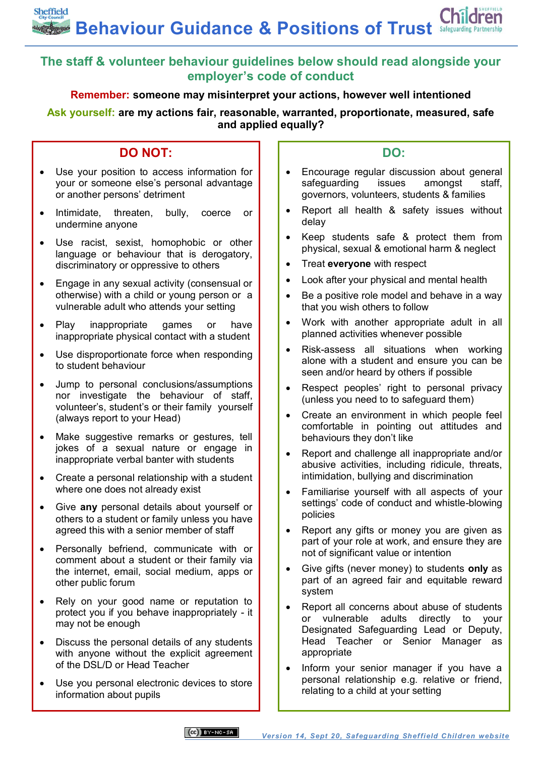# Behaviour Guidance & Positions of Trust

## The staff & volunteer behaviour guidelines below should read alongside your employer's code of conduct

**Remember: someone may misinterpret your actions, however well intentioned**

**Ask yourself: are my actions fair, reasonable, warranted, proportionate, measured, safe and applied equally?**

## DO NOT:

- Use your position to access information for your or someone else's personal advantage or another persons' detriment
- Intimidate, threaten, bully, coerce or undermine anyone
- Use racist, sexist, homophobic or other language or behaviour that is derogatory, discriminatory or oppressive to others
- Engage in any sexual activity (consensual or otherwise) with a child or young person or a vulnerable adult who attends your setting
- Play inappropriate games or have inappropriate physical contact with a student
- Use disproportionate force when responding to student behaviour
- Jump to personal conclusions/assumptions nor investigate the behaviour of staff, volunteer's, student's or their family yourself (always report to your Head)
- Make suggestive remarks or gestures, tell jokes of a sexual nature or engage in inappropriate verbal banter with students
- Create a personal relationship with a student where one does not already exist
- Give **any** personal details about yourself or others to a student or family unless you have agreed this with a senior member of staff
- Personally befriend, communicate with or comment about a student or their family via the internet, email, social medium, apps or other public forum
- Rely on your good name or reputation to protect you if you behave inappropriately - it may not be enough
- Discuss the personal details of any students with anyone without the explicit agreement of the DSL/D or Head Teacher
- Use you personal electronic devices to store information about pupils

## DO:

- Encourage regular discussion about general safeguarding issues amongst staff, governors, volunteers, students & families
- Report all health & safety issues without delay
- Keep students safe & protect them from physical, sexual & emotional harm & neglect
- Treat **everyone** with respect
- Look after your physical and mental health
- Be a positive role model and behave in a way that you wish others to follow
- Work with another appropriate adult in all planned activities whenever possible
- Risk-assess all situations when working alone with a student and ensure you can be seen and/or heard by others if possible
- Respect peoples' right to personal privacy (unless you need to to safeguard them)
- Create an environment in which people feel comfortable in pointing out attitudes and behaviours they don't like
- Report and challenge all inappropriate and/or abusive activities, including ridicule, threats, intimidation, bullying and discrimination
- Familiarise yourself with all aspects of your settings' code of conduct and whistle-blowing policies
- Report any gifts or money you are given as part of your role at work, and ensure they are not of significant value or intention
- Give gifts (never money) to students **only** as part of an agreed fair and equitable reward system
- Report all concerns about abuse of students or vulnerable adults directly to your Designated Safeguarding Lead or Deputy, Head Teacher or Senior Manager as appropriate
- Inform your senior manager if you have a personal relationship e.g. relative or friend, relating to a child at your setting

*Version 14, Sept 20, Safeguarding Sheffield Children website*